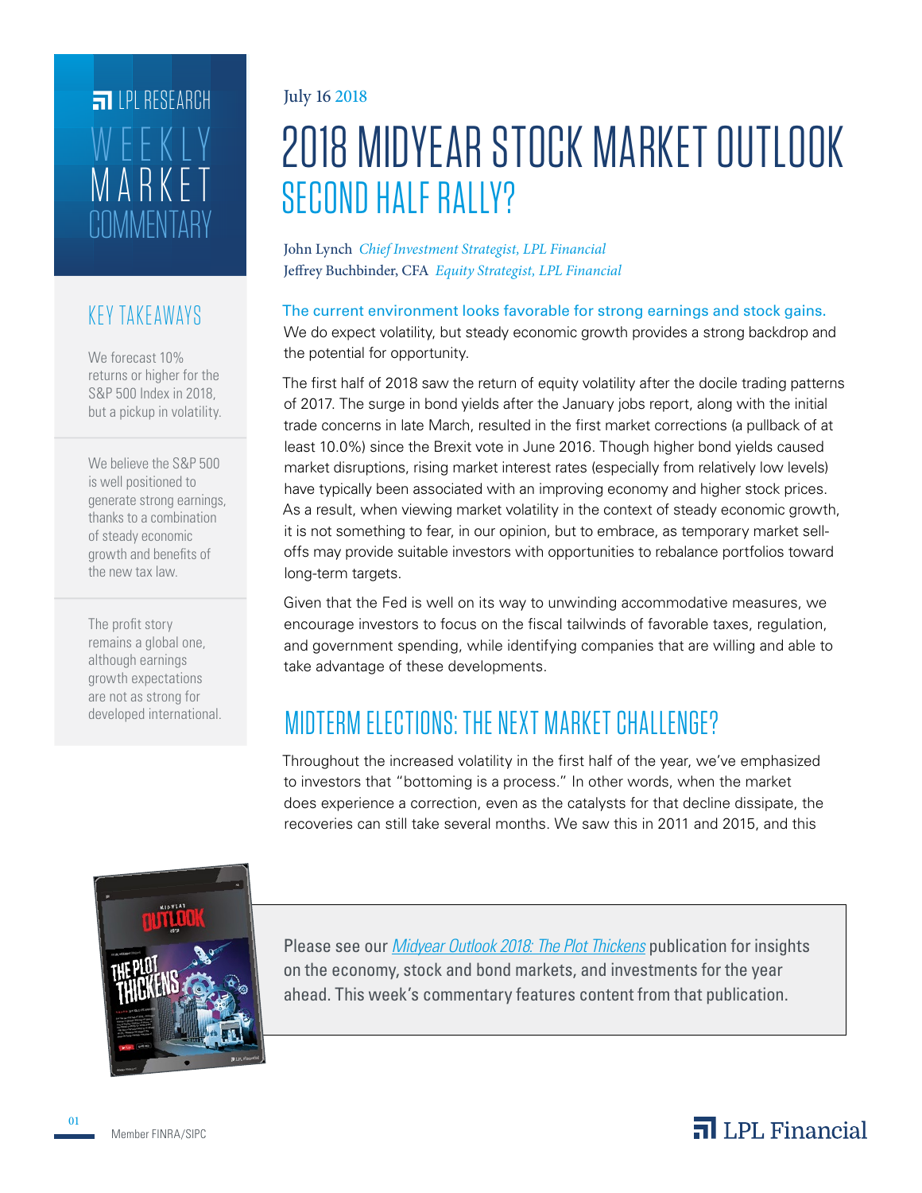LPL RESEARCH

WEEKLY MARKET COMMENTARY

July 16 2018

# 2018 MIDYEAR STOCK MARKET OUTLOOK

## SECOND HALF RALLY?

John Lynch *Chief Investment Strategist, LPL Financial*
Jeffrey Buchbinder, CFA *Equity Strategist, LPL Financial*

### KEY TAKEAWAYS

We forecast 10% returns or higher for the S&P 500 Index in 2018, but a pickup in volatility.

We believe the S&P 500 is well positioned to generate strong earnings, thanks to a combination of steady economic growth and benefits of the new tax law.

The profit story remains a global one, although earnings growth expectations are not as strong for developed international.

The current environment looks favorable for strong earnings and stock gains. We do expect volatility, but steady economic growth provides a strong backdrop and the potential for opportunity.

The first half of 2018 saw the return of equity volatility after the docile trading patterns of 2017. The surge in bond yields after the January jobs report, along with the initial trade concerns in late March, resulted in the first market corrections (a pullback of at least 10.0%) since the Brexit vote in June 2016. Though higher bond yields caused market disruptions, rising market interest rates (especially from relatively low levels) have typically been associated with an improving economy and higher stock prices. As a result, when viewing market volatility in the context of steady economic growth, it is not something to fear, in our opinion, but to embrace, as temporary market sell-offs may provide suitable investors with opportunities to rebalance portfolios toward long-term targets.

Given that the Fed is well on its way to unwinding accommodative measures, we encourage investors to focus on the fiscal tailwinds of favorable taxes, regulation, and government spending, while identifying companies that are willing and able to take advantage of these developments.

## MIDTERM ELECTIONS: THE NEXT MARKET CHALLENGE?

Throughout the increased volatility in the first half of the year, we've emphasized to investors that "bottoming is a process." In other words, when the market does experience a correction, even as the catalysts for that decline dissipate, the recoveries can still take several months. We saw this in 2011 and 2015, and this

Please see our *Midyear Outlook 2018: The Plot Thickens* publication for insights on the economy, stock and bond markets, and investments for the year ahead. This week's commentary features content from that publication.

Member FINRA/SIPC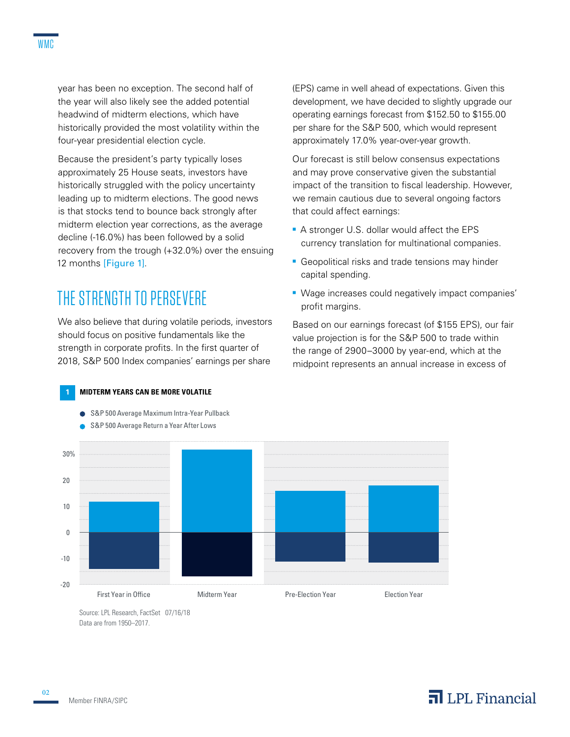year has been no exception. The second half of the year will also likely see the added potential headwind of midterm elections, which have historically provided the most volatility within the four-year presidential election cycle.

Because the president's party typically loses approximately 25 House seats, investors have historically struggled with the policy uncertainty leading up to midterm elections. The good news is that stocks tend to bounce back strongly after midterm election year corrections, as the average decline (-16.0%) has been followed by a solid recovery from the trough (+32.0%) over the ensuing 12 months [Figure 1].

## THE STRENGTH TO PERSEVERE

We also believe that during volatile periods, investors should focus on positive fundamentals like the strength in corporate profits. In the first quarter of 2018, S&P 500 Index companies' earnings per share (EPS) came in well ahead of expectations. Given this development, we have decided to slightly upgrade our operating earnings forecast from $152.50 to $155.00 per share for the S&P 500, which would represent approximately 17.0% year-over-year growth.

Our forecast is still below consensus expectations and may prove conservative given the substantial impact of the transition to fiscal leadership. However, we remain cautious due to several ongoing factors that could affect earnings:

- A stronger U.S. dollar would affect the EPS currency translation for multinational companies.
- Geopolitical risks and trade tensions may hinder capital spending.
- Wage increases could negatively impact companies' profit margins.

Based on our earnings forecast (of $155 EPS), our fair value projection is for the S&P 500 to trade within the range of 2900–3000 by year-end, which at the midpoint represents an annual increase in excess of

**1 MIDTERM YEARS CAN BE MORE VOLATILE**

- S&P 500 Average Maximum Intra-Year Pullback
- S&P 500 Average Return a Year After Lows

| | First Year in Office | Midterm Year | Pre-Election Year | Election Year |
|---|---|---|---|---|
| S&P 500 Average Maximum Intra-Year Pullback (%) | ~-14 | ~-17 | ~-11 | ~-12 |
| S&P 500 Average Return a Year After Lows (%) | ~12 | ~32 | ~16 | ~18 |

Source: LPL Research, FactSet 07/16/18
Data are from 1950–2017.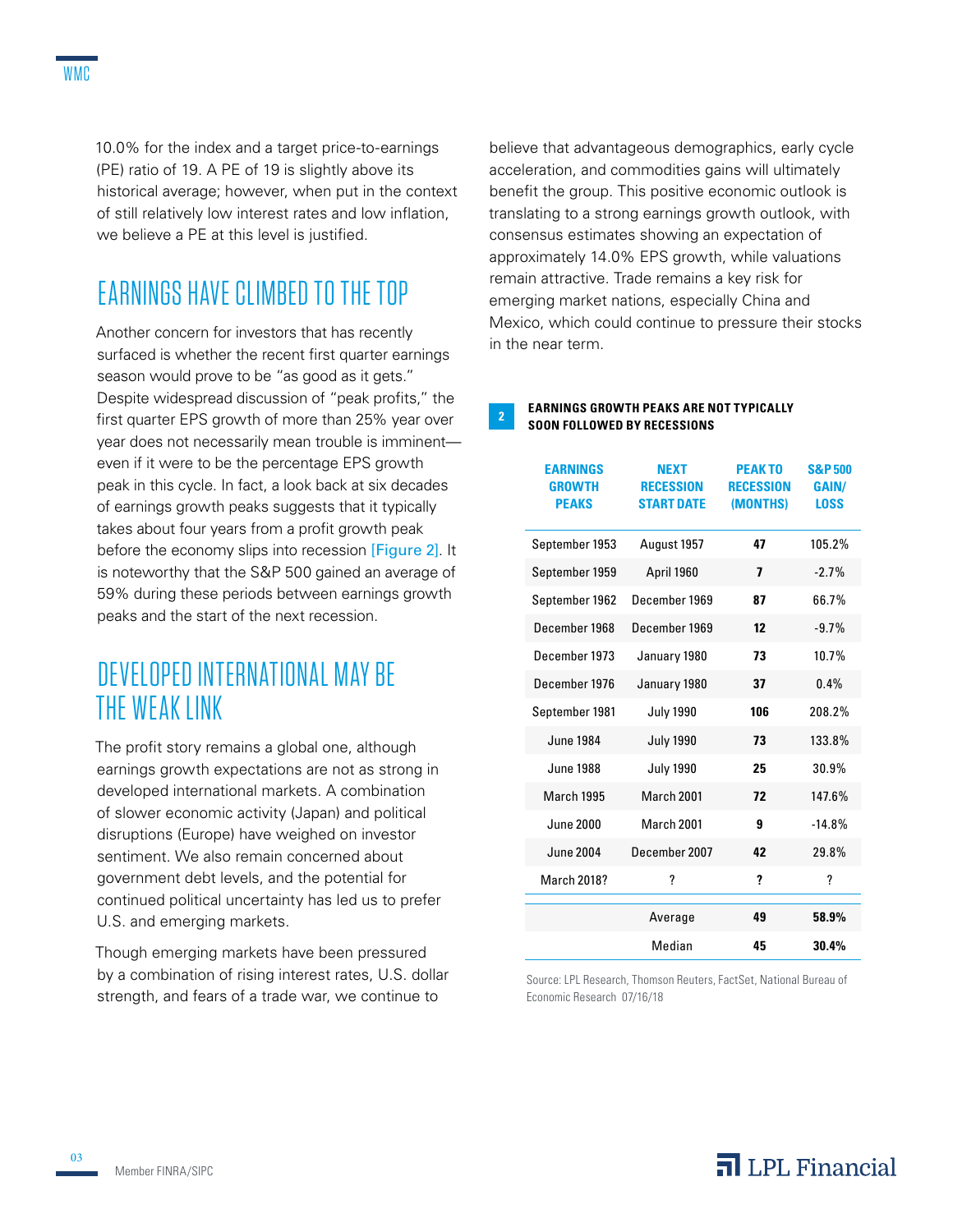10.0% for the index and a target price-to-earnings (PE) ratio of 19. A PE of 19 is slightly above its historical average; however, when put in the context of still relatively low interest rates and low inflation, we believe a PE at this level is justified.

## EARNINGS HAVE CLIMBED TO THE TOP

Another concern for investors that has recently surfaced is whether the recent first quarter earnings season would prove to be "as good as it gets." Despite widespread discussion of "peak profits," the first quarter EPS growth of more than 25% year over year does not necessarily mean trouble is imminent—even if it were to be the percentage EPS growth peak in this cycle. In fact, a look back at six decades of earnings growth peaks suggests that it typically takes about four years from a profit growth peak before the economy slips into recession [Figure 2]. It is noteworthy that the S&P 500 gained an average of 59% during these periods between earnings growth peaks and the start of the next recession.

## DEVELOPED INTERNATIONAL MAY BE THE WEAK LINK

The profit story remains a global one, although earnings growth expectations are not as strong in developed international markets. A combination of slower economic activity (Japan) and political disruptions (Europe) have weighed on investor sentiment. We also remain concerned about government debt levels, and the potential for continued political uncertainty has led us to prefer U.S. and emerging markets.

Though emerging markets have been pressured by a combination of rising interest rates, U.S. dollar strength, and fears of a trade war, we continue to believe that advantageous demographics, early cycle acceleration, and commodities gains will ultimately benefit the group. This positive economic outlook is translating to a strong earnings growth outlook, with consensus estimates showing an expectation of approximately 14.0% EPS growth, while valuations remain attractive. Trade remains a key risk for emerging market nations, especially China and Mexico, which could continue to pressure their stocks in the near term.

**2 EARNINGS GROWTH PEAKS ARE NOT TYPICALLY SOON FOLLOWED BY RECESSIONS**

| EARNINGS GROWTH PEAKS | NEXT RECESSION START DATE | PEAK TO RECESSION (MONTHS) | S&P 500 GAIN/ LOSS |
|---|---|---|---|
| September 1953 | August 1957 | **47** | 105.2% |
| September 1959 | April 1960 | **7** | -2.7% |
| September 1962 | December 1969 | **87** | 66.7% |
| December 1968 | December 1969 | **12** | -9.7% |
| December 1973 | January 1980 | **73** | 10.7% |
| December 1976 | January 1980 | **37** | 0.4% |
| September 1981 | July 1990 | **106** | 208.2% |
| June 1984 | July 1990 | **73** | 133.8% |
| June 1988 | July 1990 | **25** | 30.9% |
| March 1995 | March 2001 | **72** | 147.6% |
| June 2000 | March 2001 | **9** | -14.8% |
| June 2004 | December 2007 | **42** | 29.8% |
| March 2018? | ? | **?** | ? |
| | Average | **49** | **58.9%** |
| | Median | **45** | **30.4%** |

Source: LPL Research, Thomson Reuters, FactSet, National Bureau of Economic Research 07/16/18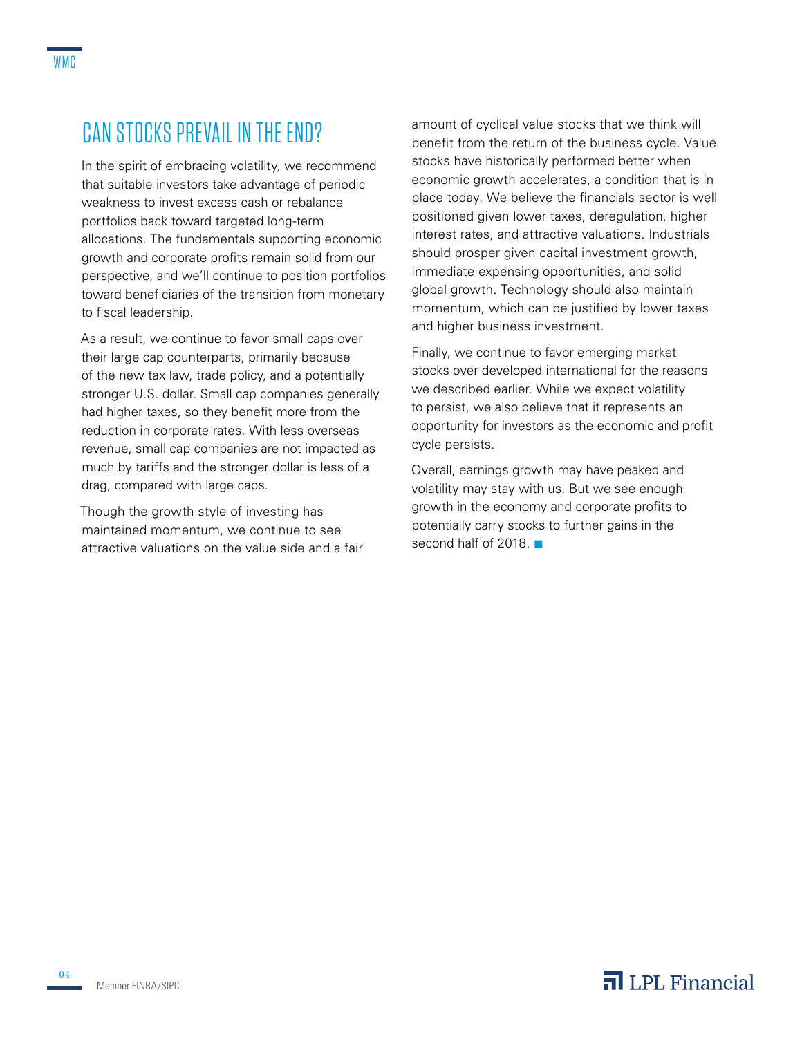## CAN STOCKS PREVAIL IN THE END?

In the spirit of embracing volatility, we recommend that suitable investors take advantage of periodic weakness to invest excess cash or rebalance portfolios back toward targeted long-term allocations. The fundamentals supporting economic growth and corporate profits remain solid from our perspective, and we'll continue to position portfolios toward beneficiaries of the transition from monetary to fiscal leadership.

As a result, we continue to favor small caps over their large cap counterparts, primarily because of the new tax law, trade policy, and a potentially stronger U.S. dollar. Small cap companies generally had higher taxes, so they benefit more from the reduction in corporate rates. With less overseas revenue, small cap companies are not impacted as much by tariffs and the stronger dollar is less of a drag, compared with large caps.

Though the growth style of investing has maintained momentum, we continue to see attractive valuations on the value side and a fair amount of cyclical value stocks that we think will benefit from the return of the business cycle. Value stocks have historically performed better when economic growth accelerates, a condition that is in place today. We believe the financials sector is well positioned given lower taxes, deregulation, higher interest rates, and attractive valuations. Industrials should prosper given capital investment growth, immediate expensing opportunities, and solid global growth. Technology should also maintain momentum, which can be justified by lower taxes and higher business investment.

Finally, we continue to favor emerging market stocks over developed international for the reasons we described earlier. While we expect volatility to persist, we also believe that it represents an opportunity for investors as the economic and profit cycle persists.

Overall, earnings growth may have peaked and volatility may stay with us. But we see enough growth in the economy and corporate profits to potentially carry stocks to further gains in the second half of 2018. ■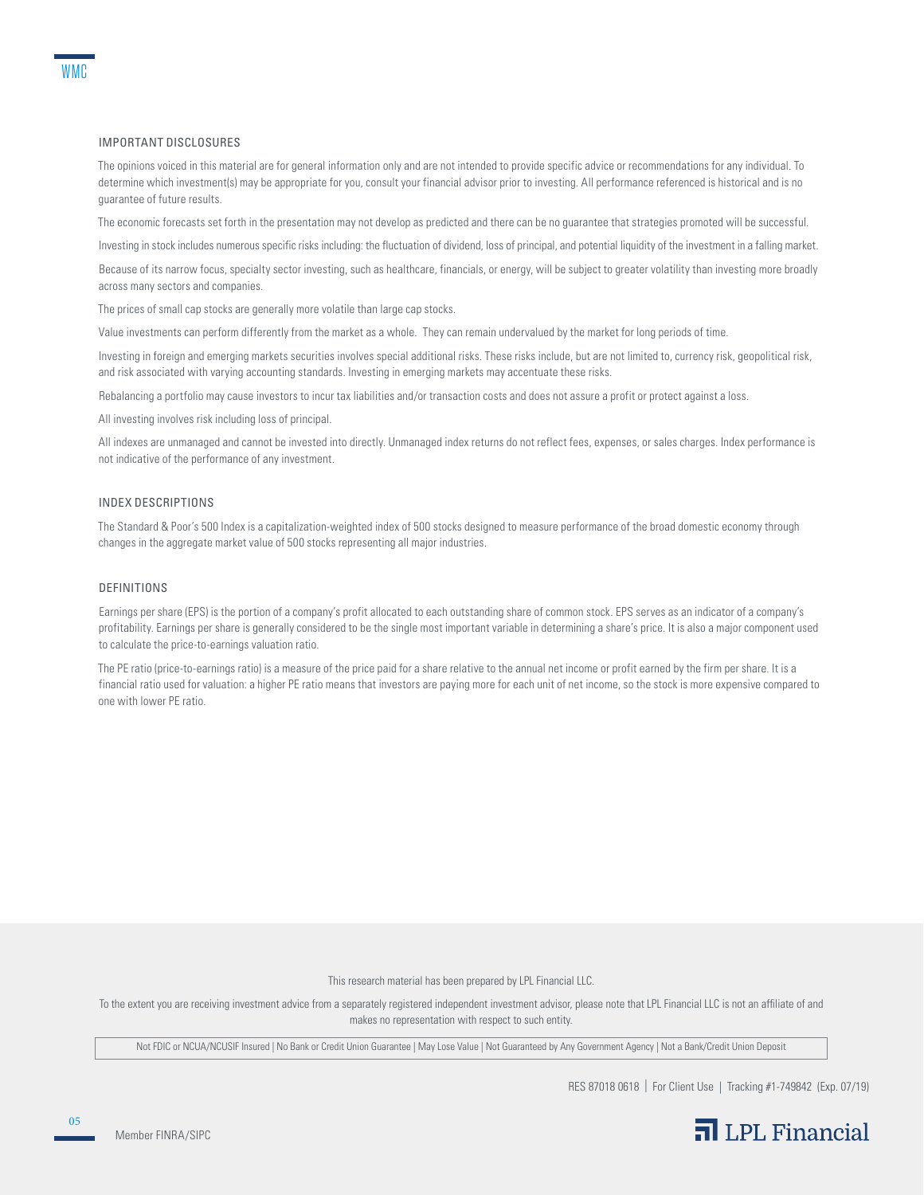## IMPORTANT DISCLOSURES

The opinions voiced in this material are for general information only and are not intended to provide specific advice or recommendations for any individual. To determine which investment(s) may be appropriate for you, consult your financial advisor prior to investing. All performance referenced is historical and is no guarantee of future results.

The economic forecasts set forth in the presentation may not develop as predicted and there can be no guarantee that strategies promoted will be successful.

Investing in stock includes numerous specific risks including: the fluctuation of dividend, loss of principal, and potential liquidity of the investment in a falling market.

Because of its narrow focus, specialty sector investing, such as healthcare, financials, or energy, will be subject to greater volatility than investing more broadly across many sectors and companies.

The prices of small cap stocks are generally more volatile than large cap stocks.

Value investments can perform differently from the market as a whole. They can remain undervalued by the market for long periods of time.

Investing in foreign and emerging markets securities involves special additional risks. These risks include, but are not limited to, currency risk, geopolitical risk, and risk associated with varying accounting standards. Investing in emerging markets may accentuate these risks.

Rebalancing a portfolio may cause investors to incur tax liabilities and/or transaction costs and does not assure a profit or protect against a loss.

All investing involves risk including loss of principal.

All indexes are unmanaged and cannot be invested into directly. Unmanaged index returns do not reflect fees, expenses, or sales charges. Index performance is not indicative of the performance of any investment.

## INDEX DESCRIPTIONS

The Standard & Poor's 500 Index is a capitalization-weighted index of 500 stocks designed to measure performance of the broad domestic economy through changes in the aggregate market value of 500 stocks representing all major industries.

## DEFINITIONS

Earnings per share (EPS) is the portion of a company's profit allocated to each outstanding share of common stock. EPS serves as an indicator of a company's profitability. Earnings per share is generally considered to be the single most important variable in determining a share's price. It is also a major component used to calculate the price-to-earnings valuation ratio.

The PE ratio (price-to-earnings ratio) is a measure of the price paid for a share relative to the annual net income or profit earned by the firm per share. It is a financial ratio used for valuation: a higher PE ratio means that investors are paying more for each unit of net income, so the stock is more expensive compared to one with lower PE ratio.

This research material has been prepared by LPL Financial LLC.

To the extent you are receiving investment advice from a separately registered independent investment advisor, please note that LPL Financial LLC is not an affiliate of and makes no representation with respect to such entity.

Not FDIC or NCUA/NCUSIF Insured | No Bank or Credit Union Guarantee | May Lose Value | Not Guaranteed by Any Government Agency | Not a Bank/Credit Union Deposit

RES 87018 0618 | For Client Use | Tracking #1-749842 (Exp. 07/19)

Member FINRA/SIPC

LPL Financial